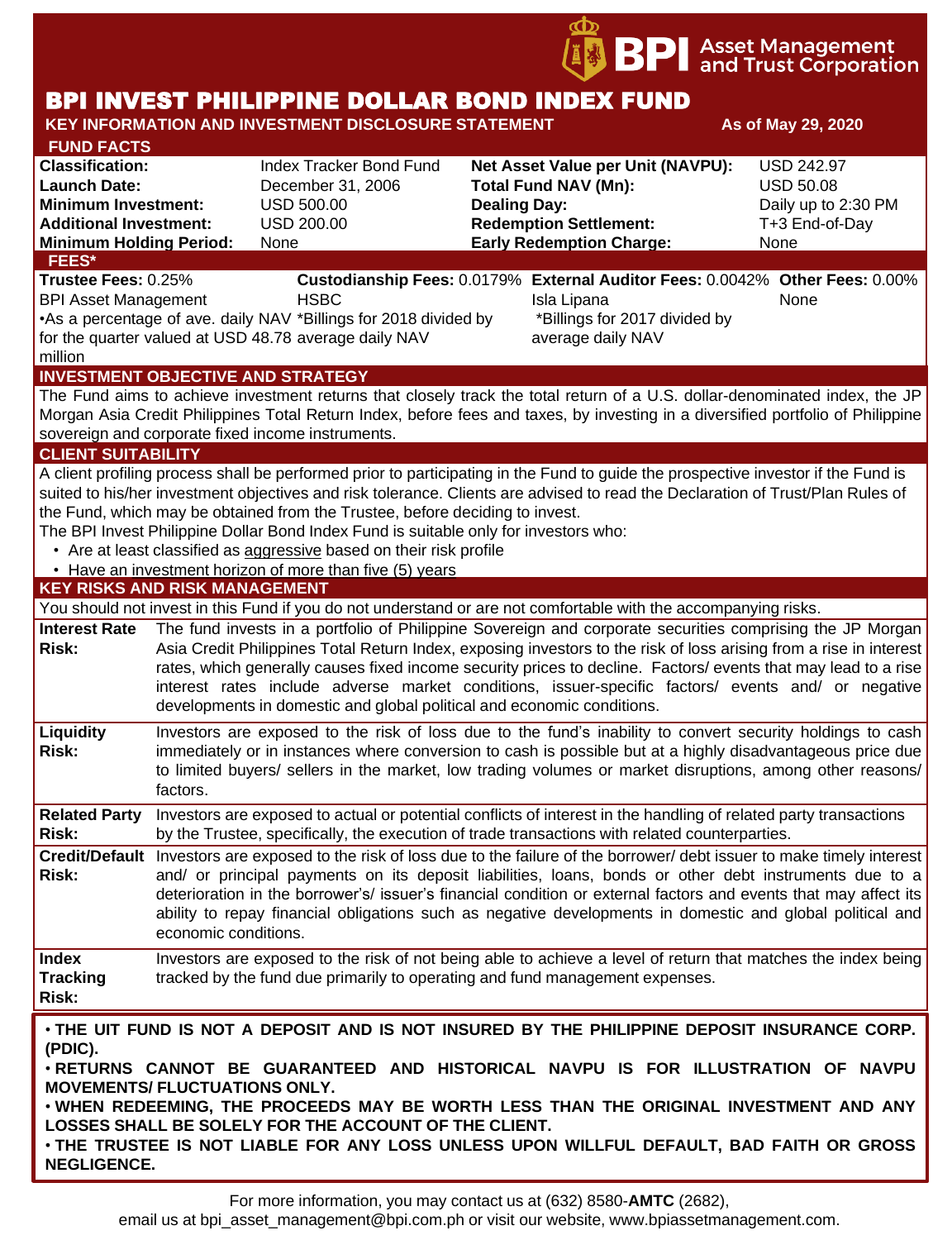BPI Asset Management and Trust Corporation

# BPI INVEST PHILIPPINE DOLLAR BOND INDEX FUND

**KEY INFORMATION AND INVESTMENT DISCLOSURE STATEMENT** **As of May 29, 2020**

## FUND FACTS

| | | | |
|---|---|---|---|
| **Classification:** | Index Tracker Bond Fund | **Net Asset Value per Unit (NAVPU):** | USD 242.97 |
| **Launch Date:** | December 31, 2006 | **Total Fund NAV (Mn):** | USD 50.08 |
| **Minimum Investment:** | USD 500.00 | **Dealing Day:** | Daily up to 2:30 PM |
| **Additional Investment:** | USD 200.00 | **Redemption Settlement:** | T+3 End-of-Day |
| **Minimum Holding Period:** | None | **Early Redemption Charge:** | None |

## FEES*

| **Trustee Fees:** 0.25% | **Custodianship Fees:** 0.0179% | **External Auditor Fees:** 0.0042% | **Other Fees:** 0.00% |
|---|---|---|---|
| BPI Asset Management | HSBC | Isla Lipana | None |
| •As a percentage of ave. daily NAV for the quarter valued at USD 48.78 million | *Billings for 2018 divided by average daily NAV | *Billings for 2017 divided by average daily NAV | |

## INVESTMENT OBJECTIVE AND STRATEGY

The Fund aims to achieve investment returns that closely track the total return of a U.S. dollar-denominated index, the JP Morgan Asia Credit Philippines Total Return Index, before fees and taxes, by investing in a diversified portfolio of Philippine sovereign and corporate fixed income instruments.

## CLIENT SUITABILITY

A client profiling process shall be performed prior to participating in the Fund to guide the prospective investor if the Fund is suited to his/her investment objectives and risk tolerance. Clients are advised to read the Declaration of Trust/Plan Rules of the Fund, which may be obtained from the Trustee, before deciding to invest.

The BPI Invest Philippine Dollar Bond Index Fund is suitable only for investors who:

- Are at least classified as aggressive based on their risk profile
- Have an investment horizon of more than five (5) years

## KEY RISKS AND RISK MANAGEMENT

You should not invest in this Fund if you do not understand or are not comfortable with the accompanying risks.

| | |
|---|---|
| **Interest Rate Risk:** | The fund invests in a portfolio of Philippine Sovereign and corporate securities comprising the JP Morgan Asia Credit Philippines Total Return Index, exposing investors to the risk of loss arising from a rise in interest rates, which generally causes fixed income security prices to decline. Factors/ events that may lead to a rise interest rates include adverse market conditions, issuer-specific factors/ events and/ or negative developments in domestic and global political and economic conditions. |
| **Liquidity Risk:** | Investors are exposed to the risk of loss due to the fund's inability to convert security holdings to cash immediately or in instances where conversion to cash is possible but at a highly disadvantageous price due to limited buyers/ sellers in the market, low trading volumes or market disruptions, among other reasons/ factors. |
| **Related Party Risk:** | Investors are exposed to actual or potential conflicts of interest in the handling of related party transactions by the Trustee, specifically, the execution of trade transactions with related counterparties. |
| **Credit/Default Risk:** | Investors are exposed to the risk of loss due to the failure of the borrower/ debt issuer to make timely interest and/ or principal payments on its deposit liabilities, loans, bonds or other debt instruments due to a deterioration in the borrower's/ issuer's financial condition or external factors and events that may affect its ability to repay financial obligations such as negative developments in domestic and global political and economic conditions. |
| **Index Tracking Risk:** | Investors are exposed to the risk of not being able to achieve a level of return that matches the index being tracked by the fund due primarily to operating and fund management expenses. |

- **THE UIT FUND IS NOT A DEPOSIT AND IS NOT INSURED BY THE PHILIPPINE DEPOSIT INSURANCE CORP. (PDIC).**
- **RETURNS CANNOT BE GUARANTEED AND HISTORICAL NAVPU IS FOR ILLUSTRATION OF NAVPU MOVEMENTS/ FLUCTUATIONS ONLY.**
- **WHEN REDEEMING, THE PROCEEDS MAY BE WORTH LESS THAN THE ORIGINAL INVESTMENT AND ANY LOSSES SHALL BE SOLELY FOR THE ACCOUNT OF THE CLIENT.**
- **THE TRUSTEE IS NOT LIABLE FOR ANY LOSS UNLESS UPON WILLFUL DEFAULT, BAD FAITH OR GROSS NEGLIGENCE.**

For more information, you may contact us at (632) 8580-**AMTC** (2682), email us at bpi_asset_management@bpi.com.ph or visit our website, www.bpiassetmanagement.com.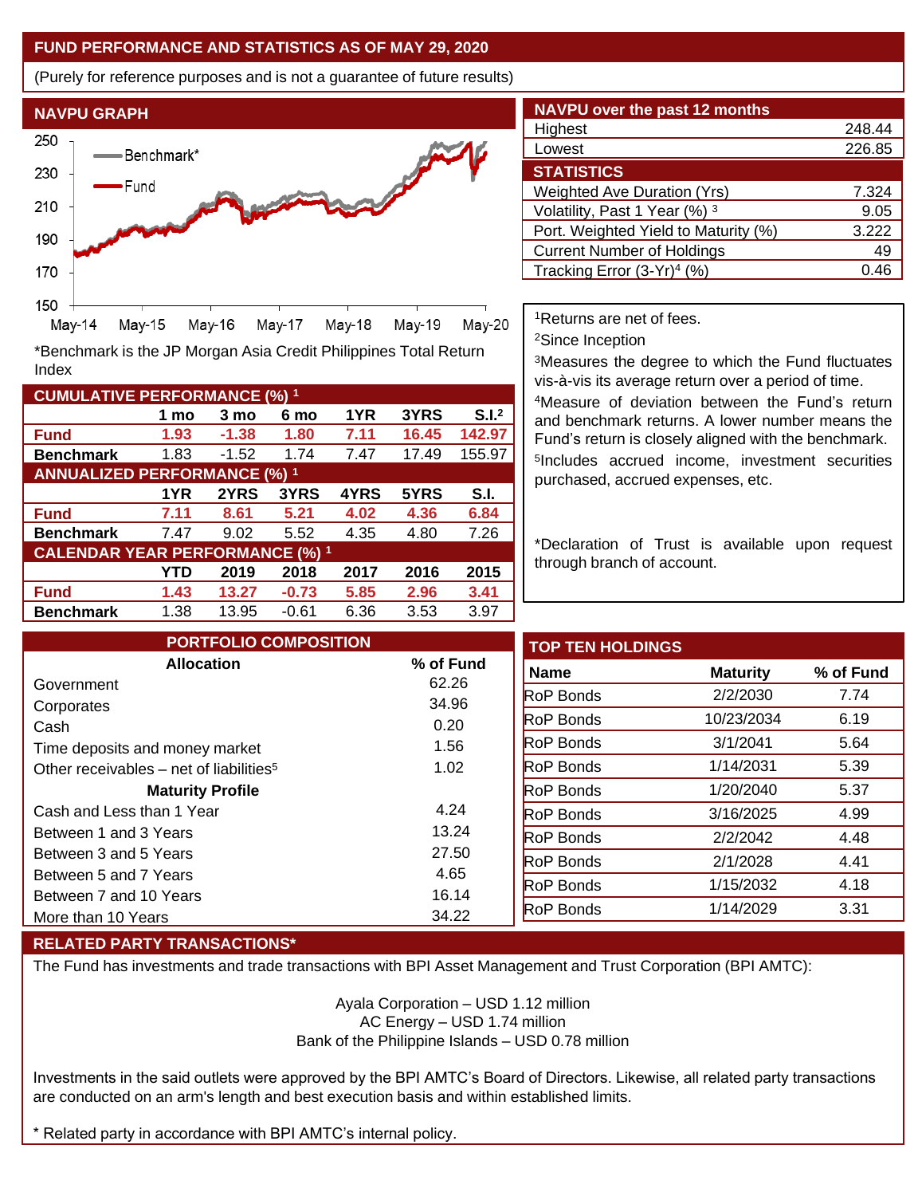## FUND PERFORMANCE AND STATISTICS AS OF MAY 29, 2020

(Purely for reference purposes and is not a guarantee of future results)

### NAVPU GRAPH

*Benchmark is the JP Morgan Asia Credit Philippines Total Return Index

### NAVPU over the past 12 months

| | |
|---|---|
| Highest | 248.44 |
| Lowest | 226.85 |

### STATISTICS

| | |
|---|---|
| Weighted Ave Duration (Yrs) | 7.324 |
| Volatility, Past 1 Year (%) [3] | 9.05 |
| Port. Weighted Yield to Maturity (%) | 3.222 |
| Current Number of Holdings | 49 |
| Tracking Error (3-Yr)[4] (%) | 0.46 |

### CUMULATIVE PERFORMANCE (%) [1]

| | 1 mo | 3 mo | 6 mo | 1YR | 3YRS | S.I.[2] |
|---|---|---|---|---|---|---|
| **Fund** | **1.93** | **-1.38** | **1.80** | **7.11** | **16.45** | **142.97** |
| **Benchmark** | 1.83 | -1.52 | 1.74 | 7.47 | 17.49 | 155.97 |

### ANNUALIZED PERFORMANCE (%) [1]

| | 1YR | 2YRS | 3YRS | 4YRS | 5YRS | S.I. |
|---|---|---|---|---|---|---|
| **Fund** | **7.11** | **8.61** | **5.21** | **4.02** | **4.36** | **6.84** |
| **Benchmark** | 7.47 | 9.02 | 5.52 | 4.35 | 4.80 | 7.26 |

### CALENDAR YEAR PERFORMANCE (%) [1]

| | YTD | 2019 | 2018 | 2017 | 2016 | 2015 |
|---|---|---|---|---|---|---|
| **Fund** | **1.43** | **13.27** | **-0.73** | **5.85** | **2.96** | **3.41** |
| **Benchmark** | 1.38 | 13.95 | -0.61 | 6.36 | 3.53 | 3.97 |

[1]Returns are net of fees.

[2]Since Inception

[3]Measures the degree to which the Fund fluctuates vis-à-vis its average return over a period of time.

[4]Measure of deviation between the Fund's return and benchmark returns. A lower number means the Fund's return is closely aligned with the benchmark.

[5]Includes accrued income, investment securities purchased, accrued expenses, etc.

*Declaration of Trust is available upon request through branch of account.

### PORTFOLIO COMPOSITION

| Allocation | % of Fund |
|---|---|
| Government | 62.26 |
| Corporates | 34.96 |
| Cash | 0.20 |
| Time deposits and money market | 1.56 |
| Other receivables – net of liabilities[5] | 1.02 |
| **Maturity Profile** | |
| Cash and Less than 1 Year | 4.24 |
| Between 1 and 3 Years | 13.24 |
| Between 3 and 5 Years | 27.50 |
| Between 5 and 7 Years | 4.65 |
| Between 7 and 10 Years | 16.14 |
| More than 10 Years | 34.22 |

### TOP TEN HOLDINGS

| Name | Maturity | % of Fund |
|---|---|---|
| RoP Bonds | 2/2/2030 | 7.74 |
| RoP Bonds | 10/23/2034 | 6.19 |
| RoP Bonds | 3/1/2041 | 5.64 |
| RoP Bonds | 1/14/2031 | 5.39 |
| RoP Bonds | 1/20/2040 | 5.37 |
| RoP Bonds | 3/16/2025 | 4.99 |
| RoP Bonds | 2/2/2042 | 4.48 |
| RoP Bonds | 2/1/2028 | 4.41 |
| RoP Bonds | 1/15/2032 | 4.18 |
| RoP Bonds | 1/14/2029 | 3.31 |

### RELATED PARTY TRANSACTIONS*

The Fund has investments and trade transactions with BPI Asset Management and Trust Corporation (BPI AMTC):

Ayala Corporation – USD 1.12 million
AC Energy – USD 1.74 million
Bank of the Philippine Islands – USD 0.78 million

Investments in the said outlets were approved by the BPI AMTC's Board of Directors. Likewise, all related party transactions are conducted on an arm's length and best execution basis and within established limits.

* Related party in accordance with BPI AMTC's internal policy.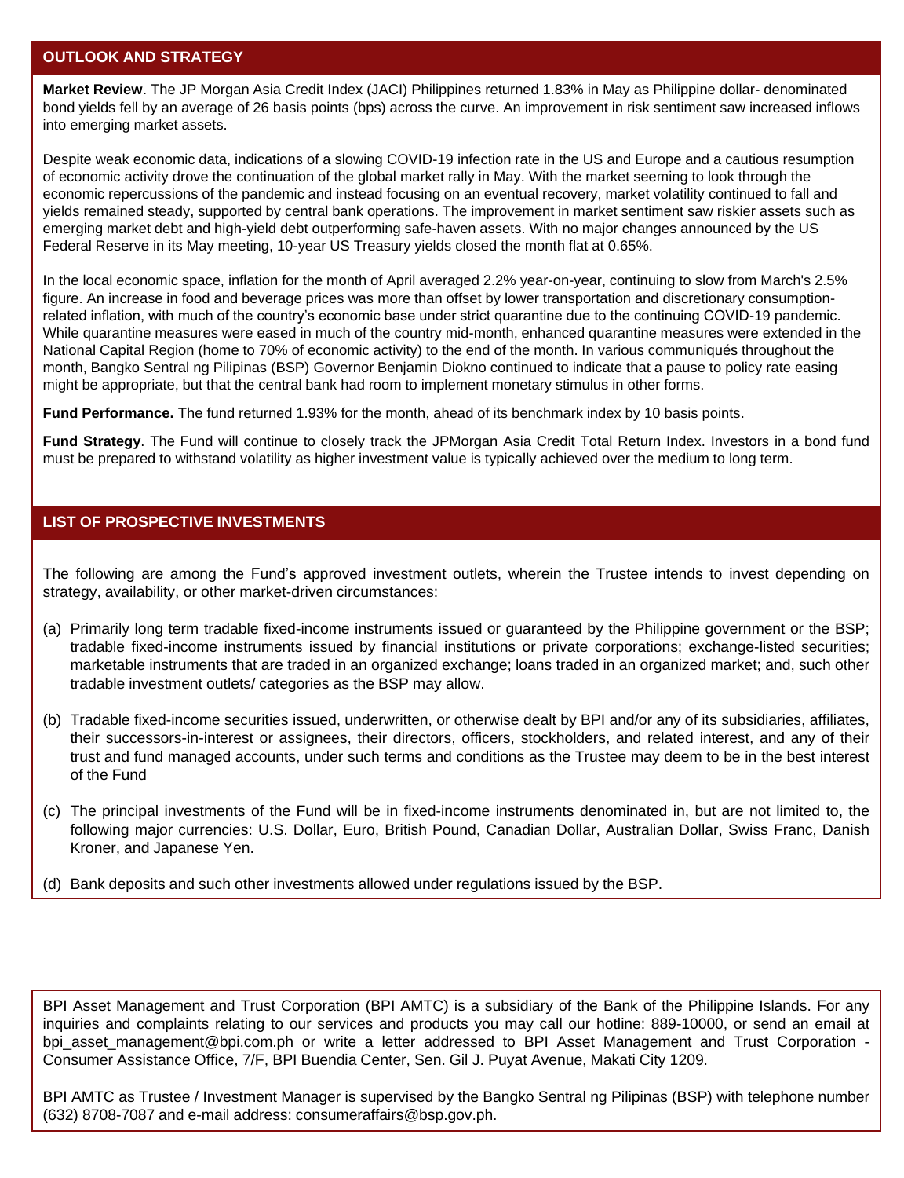## OUTLOOK AND STRATEGY

**Market Review**. The JP Morgan Asia Credit Index (JACI) Philippines returned 1.83% in May as Philippine dollar- denominated bond yields fell by an average of 26 basis points (bps) across the curve. An improvement in risk sentiment saw increased inflows into emerging market assets.

Despite weak economic data, indications of a slowing COVID-19 infection rate in the US and Europe and a cautious resumption of economic activity drove the continuation of the global market rally in May. With the market seeming to look through the economic repercussions of the pandemic and instead focusing on an eventual recovery, market volatility continued to fall and yields remained steady, supported by central bank operations. The improvement in market sentiment saw riskier assets such as emerging market debt and high-yield debt outperforming safe-haven assets. With no major changes announced by the US Federal Reserve in its May meeting, 10-year US Treasury yields closed the month flat at 0.65%.

In the local economic space, inflation for the month of April averaged 2.2% year-on-year, continuing to slow from March's 2.5% figure. An increase in food and beverage prices was more than offset by lower transportation and discretionary consumption-related inflation, with much of the country's economic base under strict quarantine due to the continuing COVID-19 pandemic. While quarantine measures were eased in much of the country mid-month, enhanced quarantine measures were extended in the National Capital Region (home to 70% of economic activity) to the end of the month. In various communiqués throughout the month, Bangko Sentral ng Pilipinas (BSP) Governor Benjamin Diokno continued to indicate that a pause to policy rate easing might be appropriate, but that the central bank had room to implement monetary stimulus in other forms.

**Fund Performance.** The fund returned 1.93% for the month, ahead of its benchmark index by 10 basis points.

**Fund Strategy**. The Fund will continue to closely track the JPMorgan Asia Credit Total Return Index. Investors in a bond fund must be prepared to withstand volatility as higher investment value is typically achieved over the medium to long term.

## LIST OF PROSPECTIVE INVESTMENTS

The following are among the Fund's approved investment outlets, wherein the Trustee intends to invest depending on strategy, availability, or other market-driven circumstances:

(a) Primarily long term tradable fixed-income instruments issued or guaranteed by the Philippine government or the BSP; tradable fixed-income instruments issued by financial institutions or private corporations; exchange-listed securities; marketable instruments that are traded in an organized exchange; loans traded in an organized market; and, such other tradable investment outlets/ categories as the BSP may allow.

(b) Tradable fixed-income securities issued, underwritten, or otherwise dealt by BPI and/or any of its subsidiaries, affiliates, their successors-in-interest or assignees, their directors, officers, stockholders, and related interest, and any of their trust and fund managed accounts, under such terms and conditions as the Trustee may deem to be in the best interest of the Fund

(c) The principal investments of the Fund will be in fixed-income instruments denominated in, but are not limited to, the following major currencies: U.S. Dollar, Euro, British Pound, Canadian Dollar, Australian Dollar, Swiss Franc, Danish Kroner, and Japanese Yen.

(d) Bank deposits and such other investments allowed under regulations issued by the BSP.

BPI Asset Management and Trust Corporation (BPI AMTC) is a subsidiary of the Bank of the Philippine Islands. For any inquiries and complaints relating to our services and products you may call our hotline: 889-10000, or send an email at bpi_asset_management@bpi.com.ph or write a letter addressed to BPI Asset Management and Trust Corporation - Consumer Assistance Office, 7/F, BPI Buendia Center, Sen. Gil J. Puyat Avenue, Makati City 1209.

BPI AMTC as Trustee / Investment Manager is supervised by the Bangko Sentral ng Pilipinas (BSP) with telephone number (632) 8708-7087 and e-mail address: consumeraffairs@bsp.gov.ph.